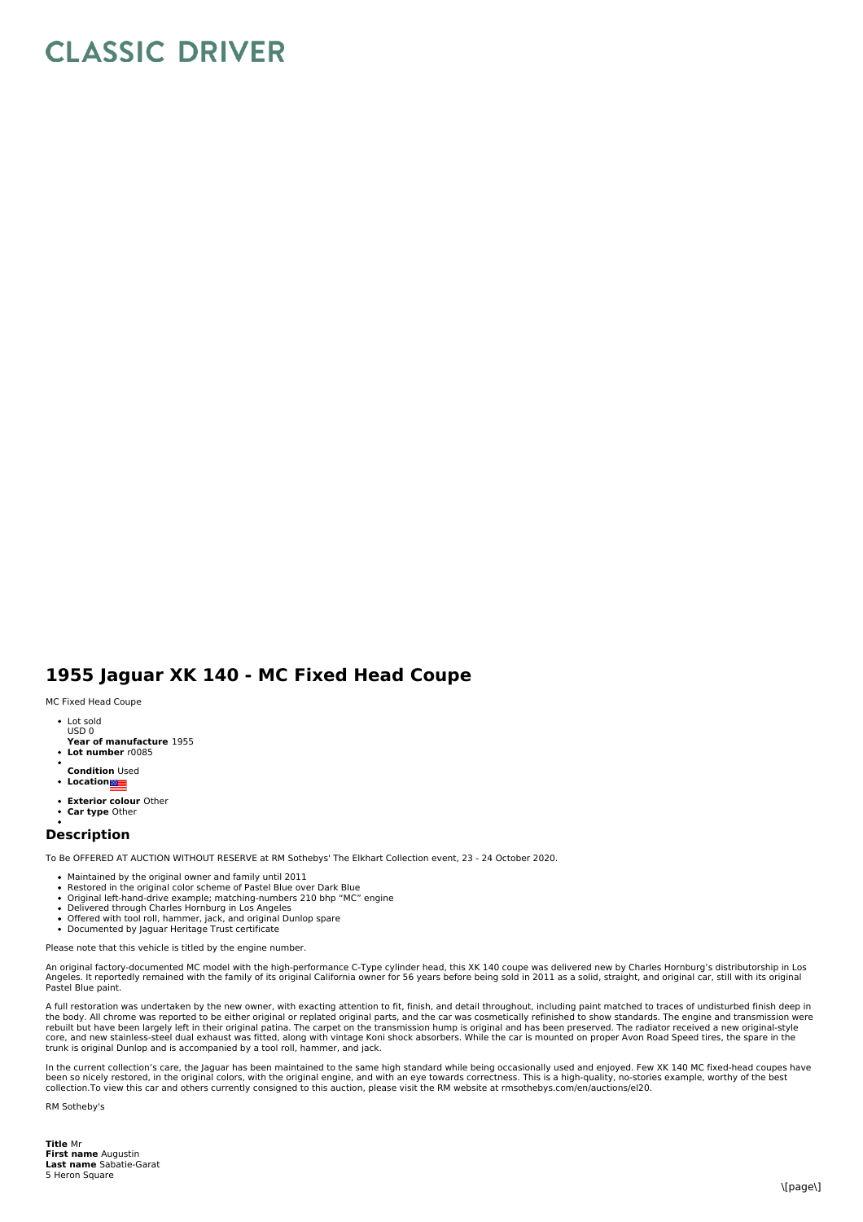# CLASSIC DRIVER

## 1955 Jaguar XK 140 - MC Fixed Head Coupe

MC Fixed Head Coupe

- Lot sold
  USD 0
  **Year of manufacture** 1955
- **Lot number** r0085
- 
  **Condition** Used
- **Location**
- **Exterior colour** Other
- **Car type** Other
- 

### Description

To Be OFFERED AT AUCTION WITHOUT RESERVE at RM Sothebys' The Elkhart Collection event, 23 - 24 October 2020.

- Maintained by the original owner and family until 2011
- Restored in the original color scheme of Pastel Blue over Dark Blue
- Original left-hand-drive example; matching-numbers 210 bhp "MC" engine
- Delivered through Charles Hornburg in Los Angeles
- Offered with tool roll, hammer, jack, and original Dunlop spare
- Documented by Jaguar Heritage Trust certificate

Please note that this vehicle is titled by the engine number.

An original factory-documented MC model with the high-performance C-Type cylinder head, this XK 140 coupe was delivered new by Charles Hornburg's distributorship in Los Angeles. It reportedly remained with the family of its original California owner for 56 years before being sold in 2011 as a solid, straight, and original car, still with its original Pastel Blue paint.

A full restoration was undertaken by the new owner, with exacting attention to fit, finish, and detail throughout, including paint matched to traces of undisturbed finish deep in the body. All chrome was reported to be either original or replated original parts, and the car was cosmetically refinished to show standards. The engine and transmission were rebuilt but have been largely left in their original patina. The carpet on the transmission hump is original and has been preserved. The radiator received a new original-style core, and new stainless-steel dual exhaust was fitted, along with vintage Koni shock absorbers. While the car is mounted on proper Avon Road Speed tires, the spare in the trunk is original Dunlop and is accompanied by a tool roll, hammer, and jack.

In the current collection's care, the Jaguar has been maintained to the same high standard while being occasionally used and enjoyed. Few XK 140 MC fixed-head coupes have been so nicely restored, in the original colors, with the original engine, and with an eye towards correctness. This is a high-quality, no-stories example, worthy of the best collection.To view this car and others currently consigned to this auction, please visit the RM website at rmsothebys.com/en/auctions/el20.

RM Sotheby's

**Title** Mr
**First name** Augustin
**Last name** Sabatie-Garat
5 Heron Square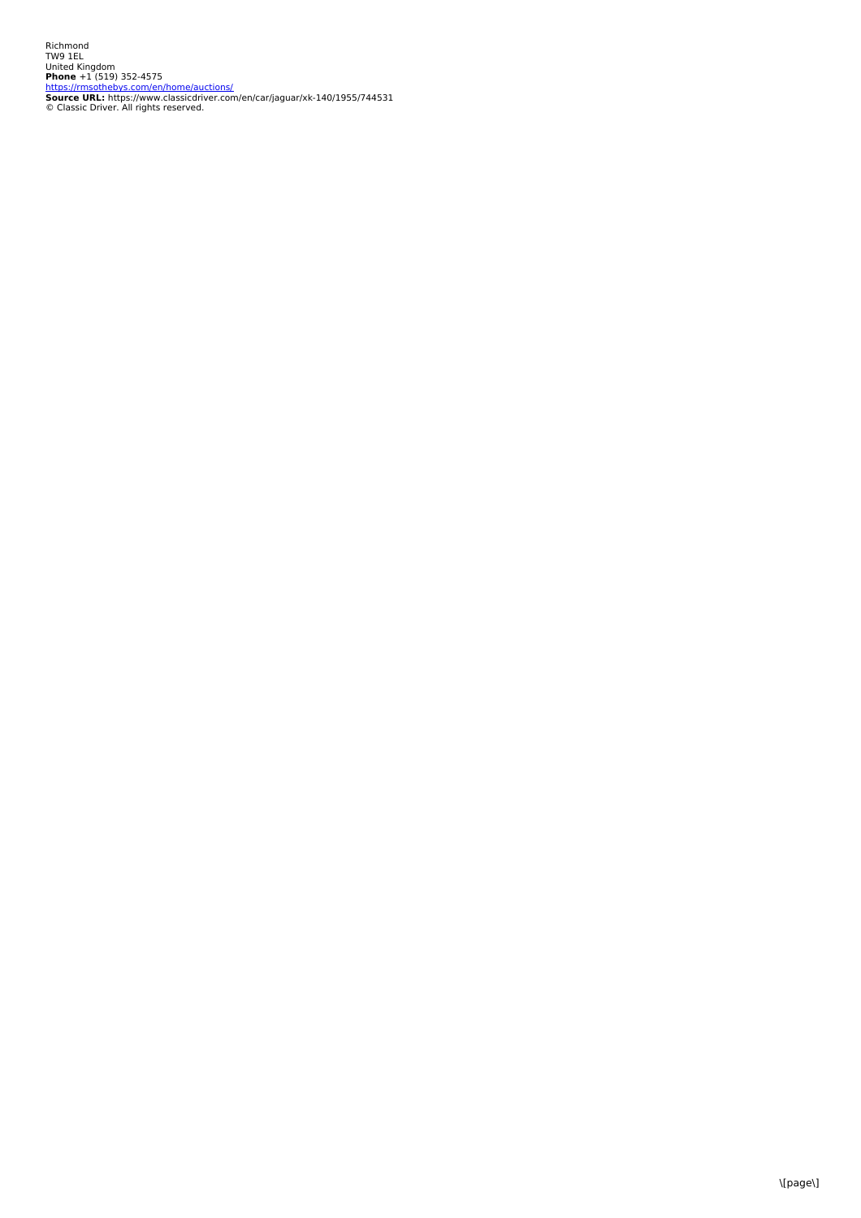Richmond
TW9 1EL
United Kingdom
**Phone** +1 (519) 352-4575
[https://rmsothebys.com/en/home/auctions/](https://rmsothebys.com/en/home/auctions/)
**Source URL:** https://www.classicdriver.com/en/car/jaguar/xk-140/1955/744531
© Classic Driver. All rights reserved.